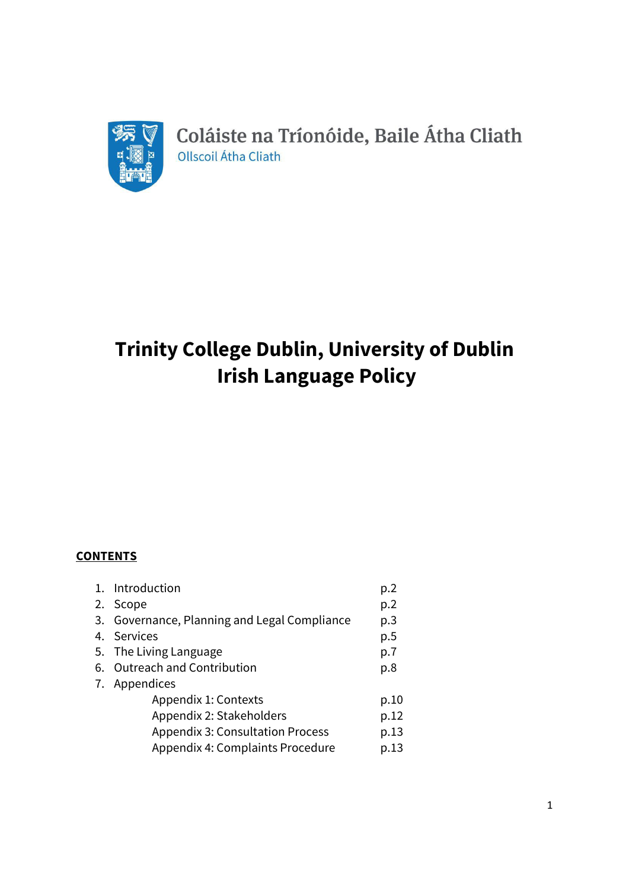Coláiste na Tríonóide, Baile Átha Cliath
Ollscoil Átha Cliath

# Trinity College Dublin, University of Dublin
# Irish Language Policy

**CONTENTS**

1. Introduction p.2
2. Scope p.2
3. Governance, Planning and Legal Compliance p.3
4. Services p.5
5. The Living Language p.7
6. Outreach and Contribution p.8
7. Appendices
   - Appendix 1: Contexts p.10
   - Appendix 2: Stakeholders p.12
   - Appendix 3: Consultation Process p.13
   - Appendix 4: Complaints Procedure p.13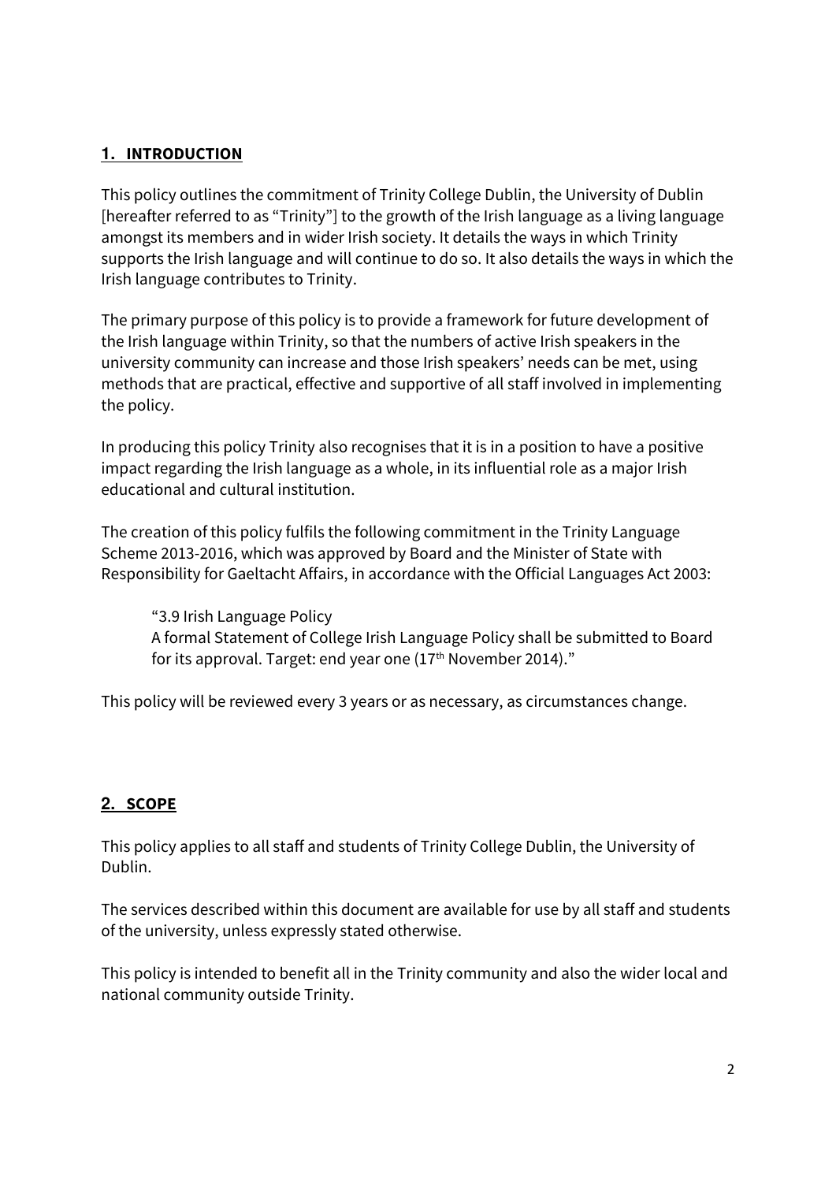## 1. INTRODUCTION

This policy outlines the commitment of Trinity College Dublin, the University of Dublin [hereafter referred to as "Trinity"] to the growth of the Irish language as a living language amongst its members and in wider Irish society. It details the ways in which Trinity supports the Irish language and will continue to do so. It also details the ways in which the Irish language contributes to Trinity.

The primary purpose of this policy is to provide a framework for future development of the Irish language within Trinity, so that the numbers of active Irish speakers in the university community can increase and those Irish speakers' needs can be met, using methods that are practical, effective and supportive of all staff involved in implementing the policy.

In producing this policy Trinity also recognises that it is in a position to have a positive impact regarding the Irish language as a whole, in its influential role as a major Irish educational and cultural institution.

The creation of this policy fulfils the following commitment in the Trinity Language Scheme 2013-2016, which was approved by Board and the Minister of State with Responsibility for Gaeltacht Affairs, in accordance with the Official Languages Act 2003:

> "3.9 Irish Language Policy
> A formal Statement of College Irish Language Policy shall be submitted to Board for its approval. Target: end year one (17th November 2014)."

This policy will be reviewed every 3 years or as necessary, as circumstances change.

## 2. SCOPE

This policy applies to all staff and students of Trinity College Dublin, the University of Dublin.

The services described within this document are available for use by all staff and students of the university, unless expressly stated otherwise.

This policy is intended to benefit all in the Trinity community and also the wider local and national community outside Trinity.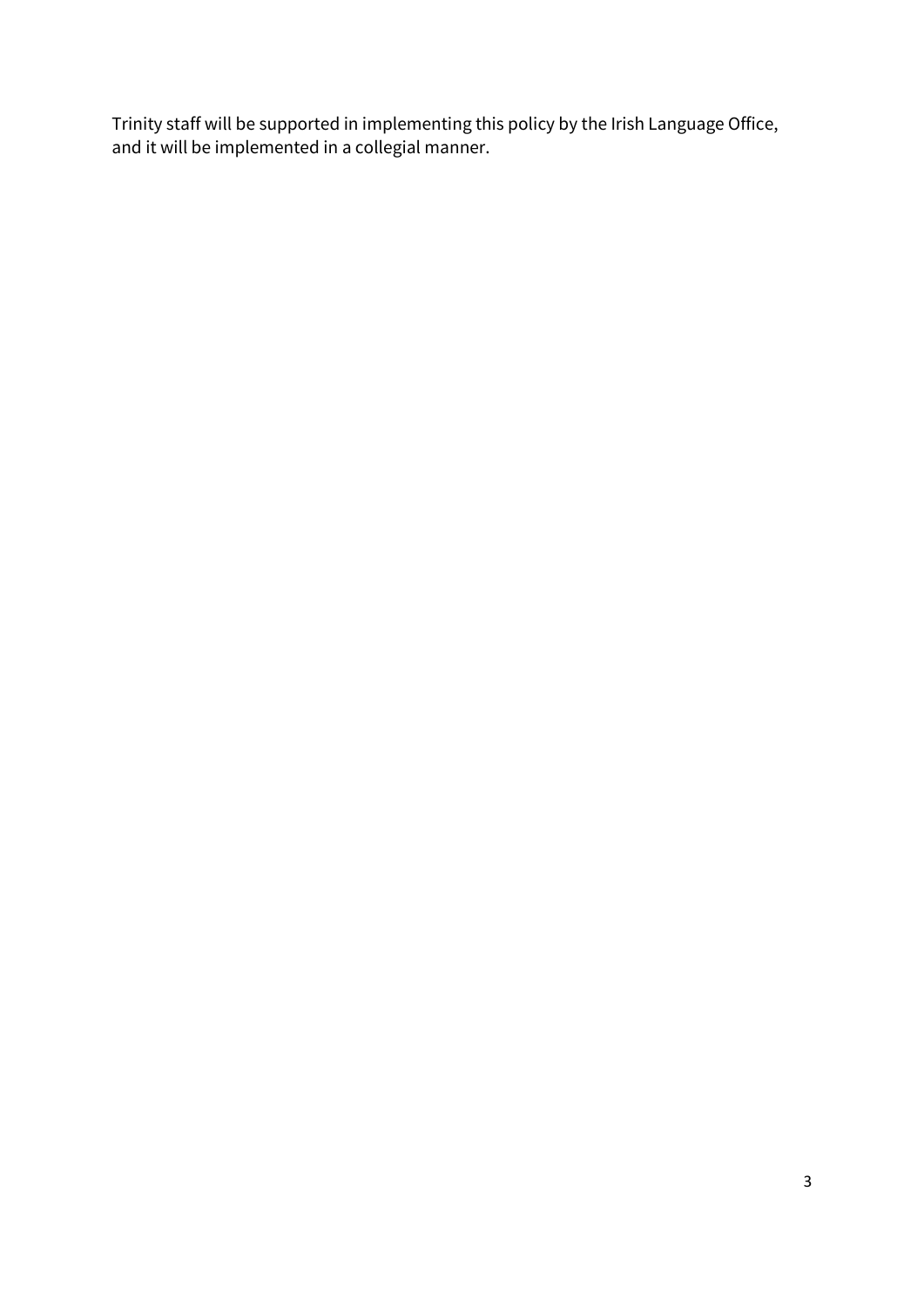Trinity staff will be supported in implementing this policy by the Irish Language Office, and it will be implemented in a collegial manner.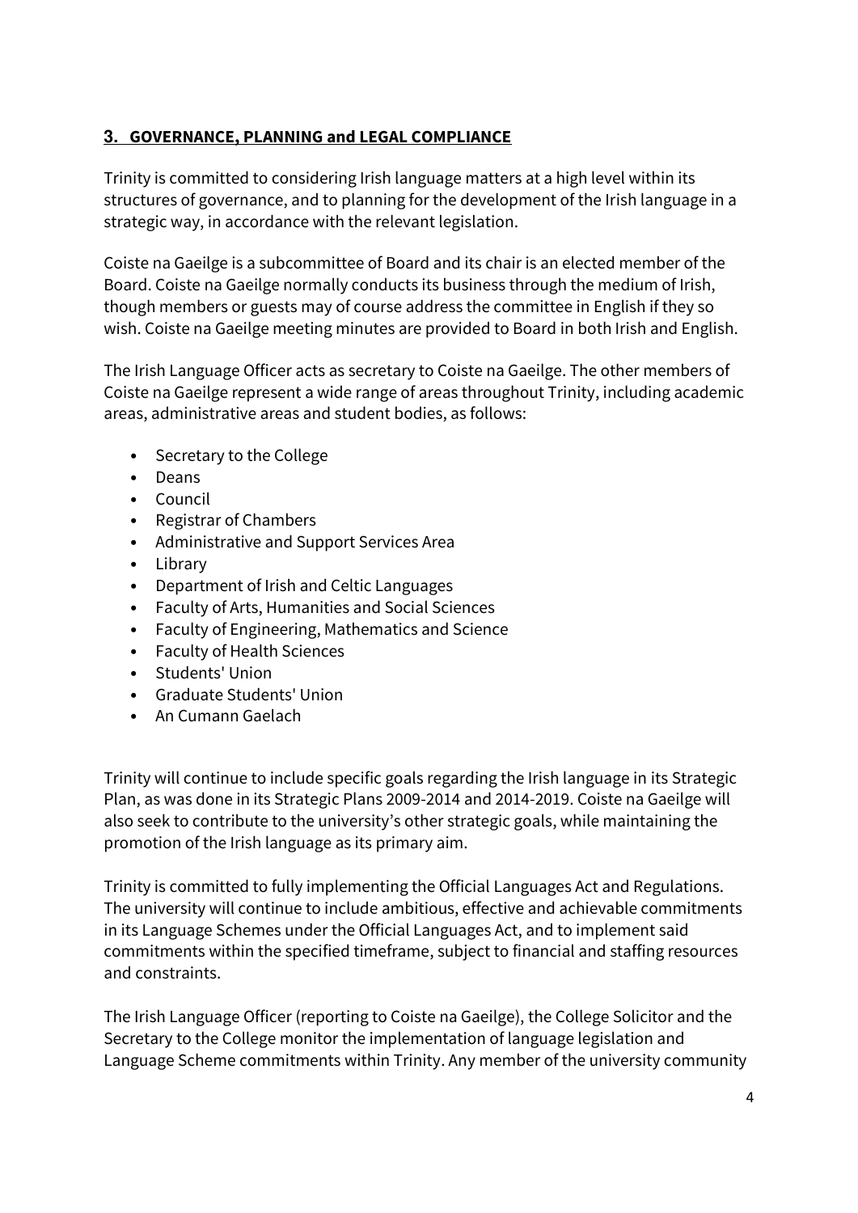## 3. GOVERNANCE, PLANNING and LEGAL COMPLIANCE

Trinity is committed to considering Irish language matters at a high level within its structures of governance, and to planning for the development of the Irish language in a strategic way, in accordance with the relevant legislation.

Coiste na Gaeilge is a subcommittee of Board and its chair is an elected member of the Board. Coiste na Gaeilge normally conducts its business through the medium of Irish, though members or guests may of course address the committee in English if they so wish. Coiste na Gaeilge meeting minutes are provided to Board in both Irish and English.

The Irish Language Officer acts as secretary to Coiste na Gaeilge. The other members of Coiste na Gaeilge represent a wide range of areas throughout Trinity, including academic areas, administrative areas and student bodies, as follows:

- Secretary to the College
- Deans
- Council
- Registrar of Chambers
- Administrative and Support Services Area
- Library
- Department of Irish and Celtic Languages
- Faculty of Arts, Humanities and Social Sciences
- Faculty of Engineering, Mathematics and Science
- Faculty of Health Sciences
- Students' Union
- Graduate Students' Union
- An Cumann Gaelach

Trinity will continue to include specific goals regarding the Irish language in its Strategic Plan, as was done in its Strategic Plans 2009-2014 and 2014-2019. Coiste na Gaeilge will also seek to contribute to the university's other strategic goals, while maintaining the promotion of the Irish language as its primary aim.

Trinity is committed to fully implementing the Official Languages Act and Regulations. The university will continue to include ambitious, effective and achievable commitments in its Language Schemes under the Official Languages Act, and to implement said commitments within the specified timeframe, subject to financial and staffing resources and constraints.

The Irish Language Officer (reporting to Coiste na Gaeilge), the College Solicitor and the Secretary to the College monitor the implementation of language legislation and Language Scheme commitments within Trinity. Any member of the university community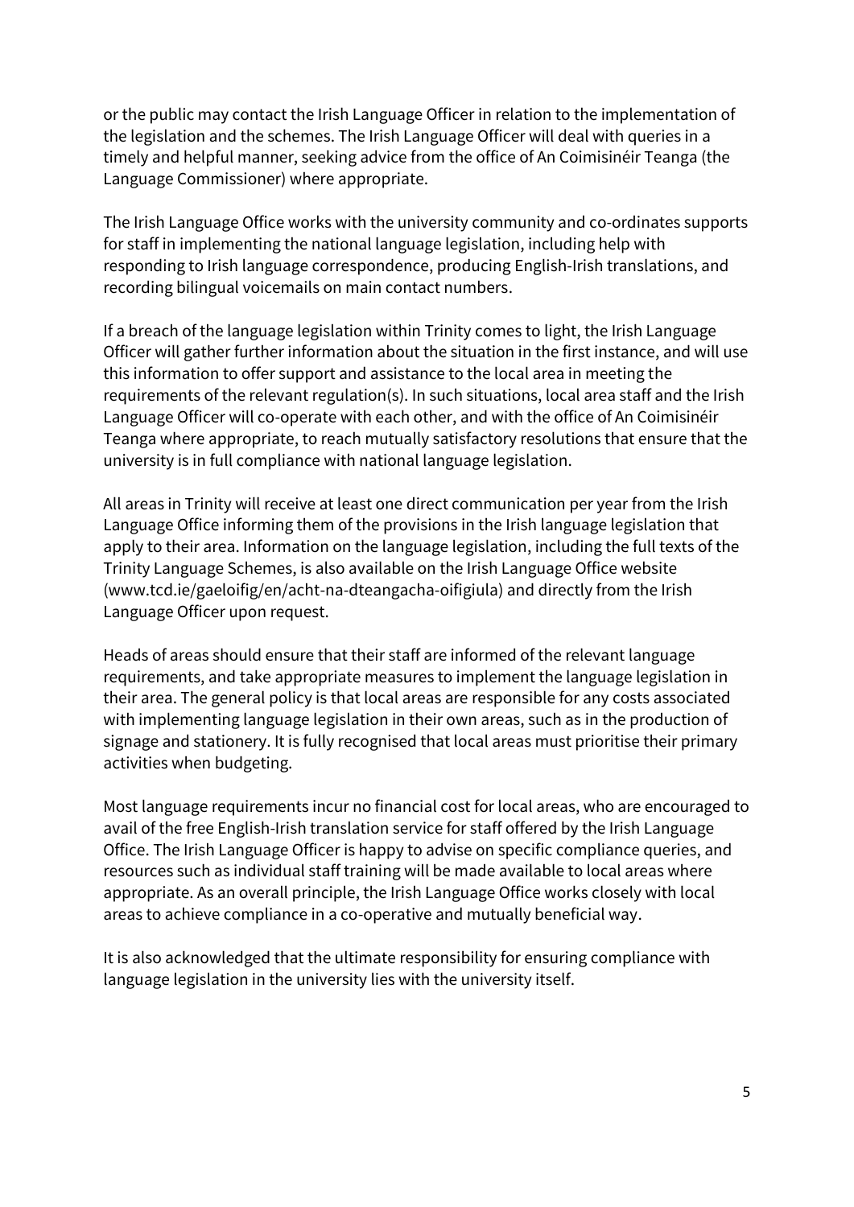or the public may contact the Irish Language Officer in relation to the implementation of the legislation and the schemes. The Irish Language Officer will deal with queries in a timely and helpful manner, seeking advice from the office of An Coimisinéir Teanga (the Language Commissioner) where appropriate.

The Irish Language Office works with the university community and co-ordinates supports for staff in implementing the national language legislation, including help with responding to Irish language correspondence, producing English-Irish translations, and recording bilingual voicemails on main contact numbers.

If a breach of the language legislation within Trinity comes to light, the Irish Language Officer will gather further information about the situation in the first instance, and will use this information to offer support and assistance to the local area in meeting the requirements of the relevant regulation(s). In such situations, local area staff and the Irish Language Officer will co-operate with each other, and with the office of An Coimisinéir Teanga where appropriate, to reach mutually satisfactory resolutions that ensure that the university is in full compliance with national language legislation.

All areas in Trinity will receive at least one direct communication per year from the Irish Language Office informing them of the provisions in the Irish language legislation that apply to their area. Information on the language legislation, including the full texts of the Trinity Language Schemes, is also available on the Irish Language Office website (www.tcd.ie/gaeloifig/en/acht-na-dteangacha-oifigiula) and directly from the Irish Language Officer upon request.

Heads of areas should ensure that their staff are informed of the relevant language requirements, and take appropriate measures to implement the language legislation in their area. The general policy is that local areas are responsible for any costs associated with implementing language legislation in their own areas, such as in the production of signage and stationery. It is fully recognised that local areas must prioritise their primary activities when budgeting.

Most language requirements incur no financial cost for local areas, who are encouraged to avail of the free English-Irish translation service for staff offered by the Irish Language Office. The Irish Language Officer is happy to advise on specific compliance queries, and resources such as individual staff training will be made available to local areas where appropriate. As an overall principle, the Irish Language Office works closely with local areas to achieve compliance in a co-operative and mutually beneficial way.

It is also acknowledged that the ultimate responsibility for ensuring compliance with language legislation in the university lies with the university itself.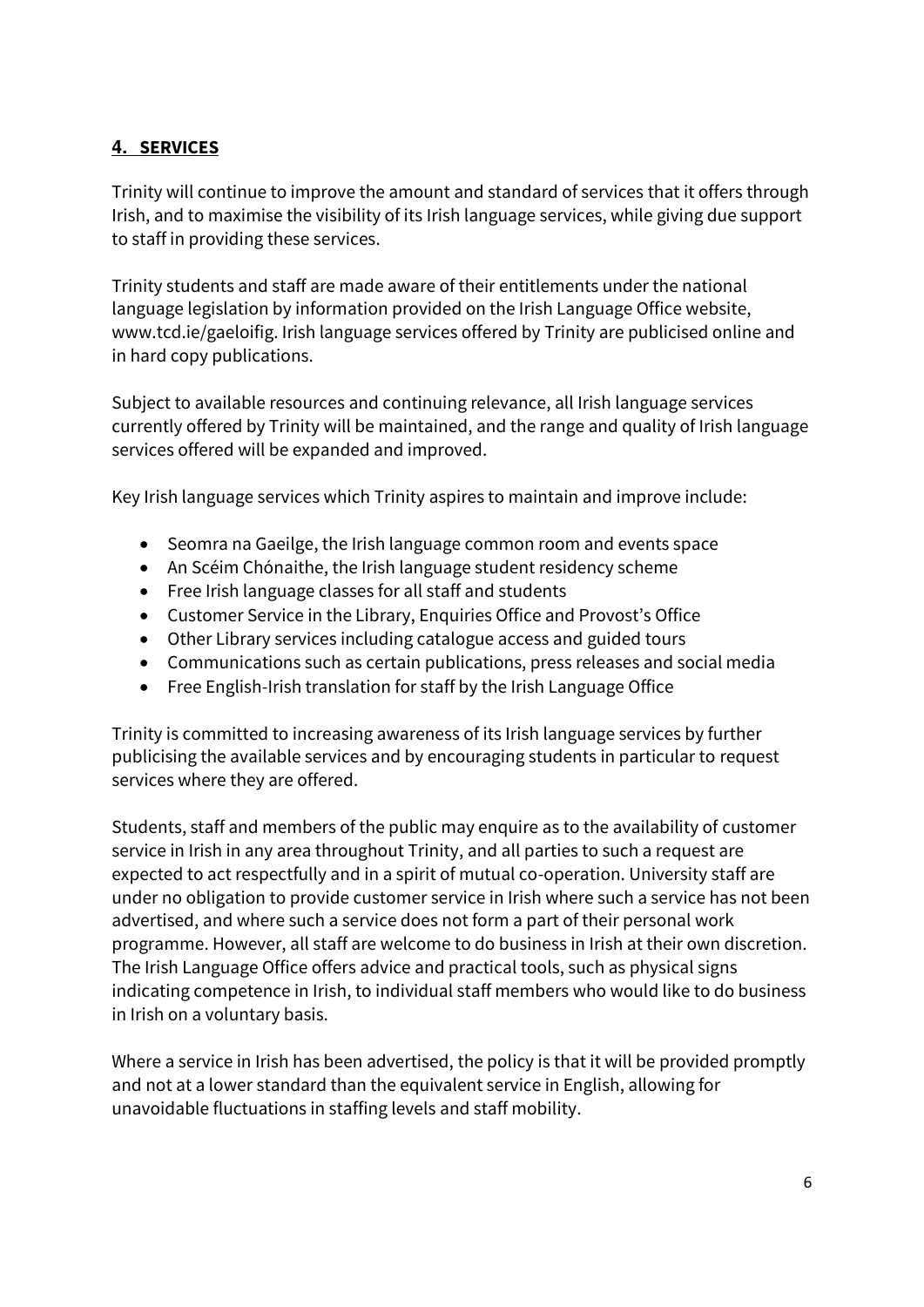## **4. SERVICES**

Trinity will continue to improve the amount and standard of services that it offers through Irish, and to maximise the visibility of its Irish language services, while giving due support to staff in providing these services.

Trinity students and staff are made aware of their entitlements under the national language legislation by information provided on the Irish Language Office website, www.tcd.ie/gaeloifig. Irish language services offered by Trinity are publicised online and in hard copy publications.

Subject to available resources and continuing relevance, all Irish language services currently offered by Trinity will be maintained, and the range and quality of Irish language services offered will be expanded and improved.

Key Irish language services which Trinity aspires to maintain and improve include:

- Seomra na Gaeilge, the Irish language common room and events space
- An Scéim Chónaithe, the Irish language student residency scheme
- Free Irish language classes for all staff and students
- Customer Service in the Library, Enquiries Office and Provost's Office
- Other Library services including catalogue access and guided tours
- Communications such as certain publications, press releases and social media
- Free English-Irish translation for staff by the Irish Language Office

Trinity is committed to increasing awareness of its Irish language services by further publicising the available services and by encouraging students in particular to request services where they are offered.

Students, staff and members of the public may enquire as to the availability of customer service in Irish in any area throughout Trinity, and all parties to such a request are expected to act respectfully and in a spirit of mutual co-operation. University staff are under no obligation to provide customer service in Irish where such a service has not been advertised, and where such a service does not form a part of their personal work programme. However, all staff are welcome to do business in Irish at their own discretion. The Irish Language Office offers advice and practical tools, such as physical signs indicating competence in Irish, to individual staff members who would like to do business in Irish on a voluntary basis.

Where a service in Irish has been advertised, the policy is that it will be provided promptly and not at a lower standard than the equivalent service in English, allowing for unavoidable fluctuations in staffing levels and staff mobility.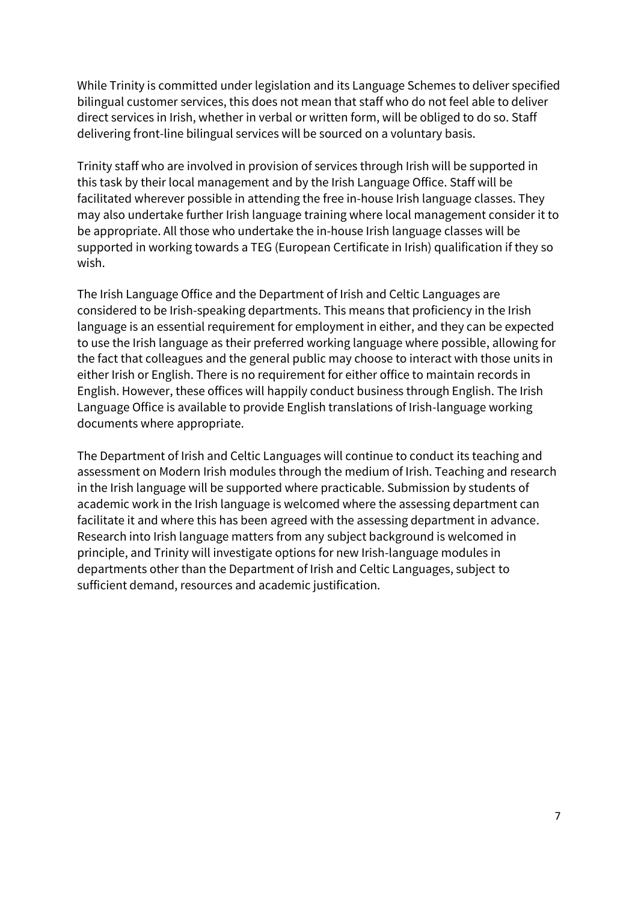While Trinity is committed under legislation and its Language Schemes to deliver specified bilingual customer services, this does not mean that staff who do not feel able to deliver direct services in Irish, whether in verbal or written form, will be obliged to do so. Staff delivering front-line bilingual services will be sourced on a voluntary basis.

Trinity staff who are involved in provision of services through Irish will be supported in this task by their local management and by the Irish Language Office. Staff will be facilitated wherever possible in attending the free in-house Irish language classes. They may also undertake further Irish language training where local management consider it to be appropriate. All those who undertake the in-house Irish language classes will be supported in working towards a TEG (European Certificate in Irish) qualification if they so wish.

The Irish Language Office and the Department of Irish and Celtic Languages are considered to be Irish-speaking departments. This means that proficiency in the Irish language is an essential requirement for employment in either, and they can be expected to use the Irish language as their preferred working language where possible, allowing for the fact that colleagues and the general public may choose to interact with those units in either Irish or English. There is no requirement for either office to maintain records in English. However, these offices will happily conduct business through English. The Irish Language Office is available to provide English translations of Irish-language working documents where appropriate.

The Department of Irish and Celtic Languages will continue to conduct its teaching and assessment on Modern Irish modules through the medium of Irish. Teaching and research in the Irish language will be supported where practicable. Submission by students of academic work in the Irish language is welcomed where the assessing department can facilitate it and where this has been agreed with the assessing department in advance. Research into Irish language matters from any subject background is welcomed in principle, and Trinity will investigate options for new Irish-language modules in departments other than the Department of Irish and Celtic Languages, subject to sufficient demand, resources and academic justification.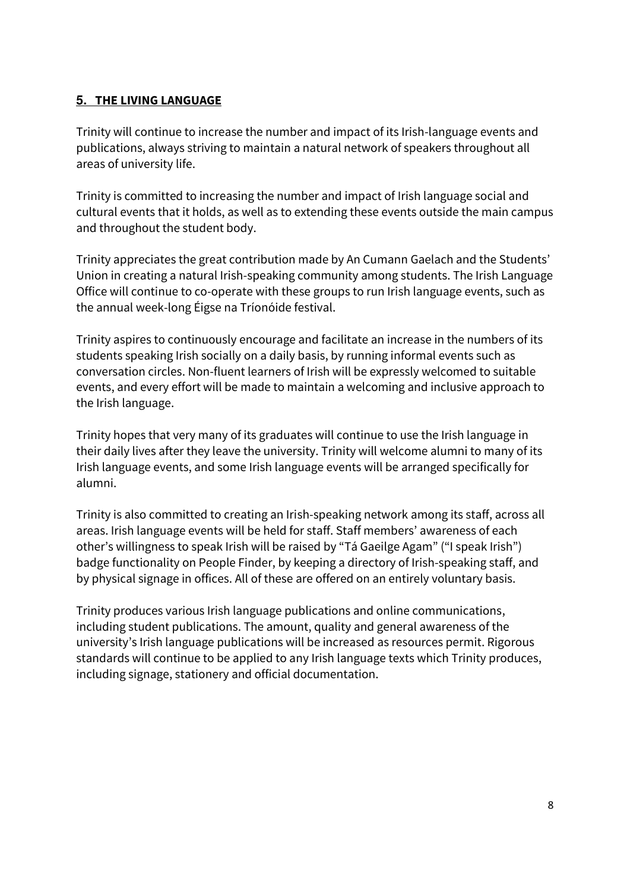## 5. THE LIVING LANGUAGE

Trinity will continue to increase the number and impact of its Irish-language events and publications, always striving to maintain a natural network of speakers throughout all areas of university life.

Trinity is committed to increasing the number and impact of Irish language social and cultural events that it holds, as well as to extending these events outside the main campus and throughout the student body.

Trinity appreciates the great contribution made by An Cumann Gaelach and the Students' Union in creating a natural Irish-speaking community among students. The Irish Language Office will continue to co-operate with these groups to run Irish language events, such as the annual week-long Éigse na Tríonóide festival.

Trinity aspires to continuously encourage and facilitate an increase in the numbers of its students speaking Irish socially on a daily basis, by running informal events such as conversation circles. Non-fluent learners of Irish will be expressly welcomed to suitable events, and every effort will be made to maintain a welcoming and inclusive approach to the Irish language.

Trinity hopes that very many of its graduates will continue to use the Irish language in their daily lives after they leave the university. Trinity will welcome alumni to many of its Irish language events, and some Irish language events will be arranged specifically for alumni.

Trinity is also committed to creating an Irish-speaking network among its staff, across all areas. Irish language events will be held for staff. Staff members' awareness of each other's willingness to speak Irish will be raised by "Tá Gaeilge Agam" ("I speak Irish") badge functionality on People Finder, by keeping a directory of Irish-speaking staff, and by physical signage in offices. All of these are offered on an entirely voluntary basis.

Trinity produces various Irish language publications and online communications, including student publications. The amount, quality and general awareness of the university's Irish language publications will be increased as resources permit. Rigorous standards will continue to be applied to any Irish language texts which Trinity produces, including signage, stationery and official documentation.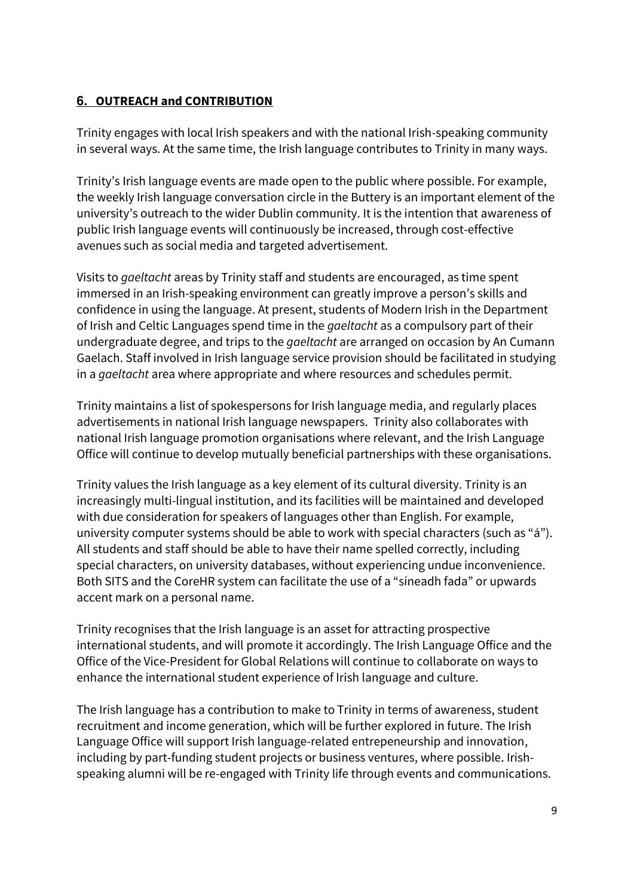## 6. OUTREACH and CONTRIBUTION

Trinity engages with local Irish speakers and with the national Irish-speaking community in several ways. At the same time, the Irish language contributes to Trinity in many ways.

Trinity's Irish language events are made open to the public where possible. For example, the weekly Irish language conversation circle in the Buttery is an important element of the university's outreach to the wider Dublin community. It is the intention that awareness of public Irish language events will continuously be increased, through cost-effective avenues such as social media and targeted advertisement.

Visits to *gaeltacht* areas by Trinity staff and students are encouraged, as time spent immersed in an Irish-speaking environment can greatly improve a person's skills and confidence in using the language. At present, students of Modern Irish in the Department of Irish and Celtic Languages spend time in the *gaeltacht* as a compulsory part of their undergraduate degree, and trips to the *gaeltacht* are arranged on occasion by An Cumann Gaelach. Staff involved in Irish language service provision should be facilitated in studying in a *gaeltacht* area where appropriate and where resources and schedules permit.

Trinity maintains a list of spokespersons for Irish language media, and regularly places advertisements in national Irish language newspapers. Trinity also collaborates with national Irish language promotion organisations where relevant, and the Irish Language Office will continue to develop mutually beneficial partnerships with these organisations.

Trinity values the Irish language as a key element of its cultural diversity. Trinity is an increasingly multi-lingual institution, and its facilities will be maintained and developed with due consideration for speakers of languages other than English. For example, university computer systems should be able to work with special characters (such as "á"). All students and staff should be able to have their name spelled correctly, including special characters, on university databases, without experiencing undue inconvenience. Both SITS and the CoreHR system can facilitate the use of a "síneadh fada" or upwards accent mark on a personal name.

Trinity recognises that the Irish language is an asset for attracting prospective international students, and will promote it accordingly. The Irish Language Office and the Office of the Vice-President for Global Relations will continue to collaborate on ways to enhance the international student experience of Irish language and culture.

The Irish language has a contribution to make to Trinity in terms of awareness, student recruitment and income generation, which will be further explored in future. The Irish Language Office will support Irish language-related entrepeneurship and innovation, including by part-funding student projects or business ventures, where possible. Irish-speaking alumni will be re-engaged with Trinity life through events and communications.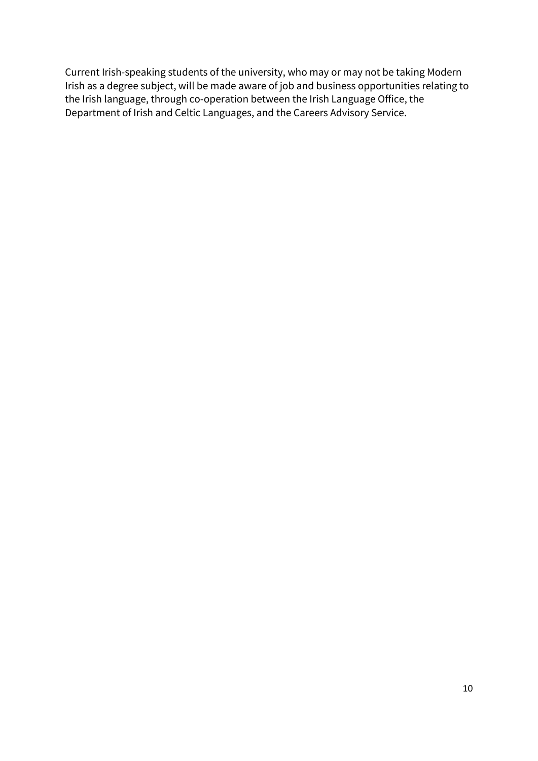Current Irish-speaking students of the university, who may or may not be taking Modern Irish as a degree subject, will be made aware of job and business opportunities relating to the Irish language, through co-operation between the Irish Language Office, the Department of Irish and Celtic Languages, and the Careers Advisory Service.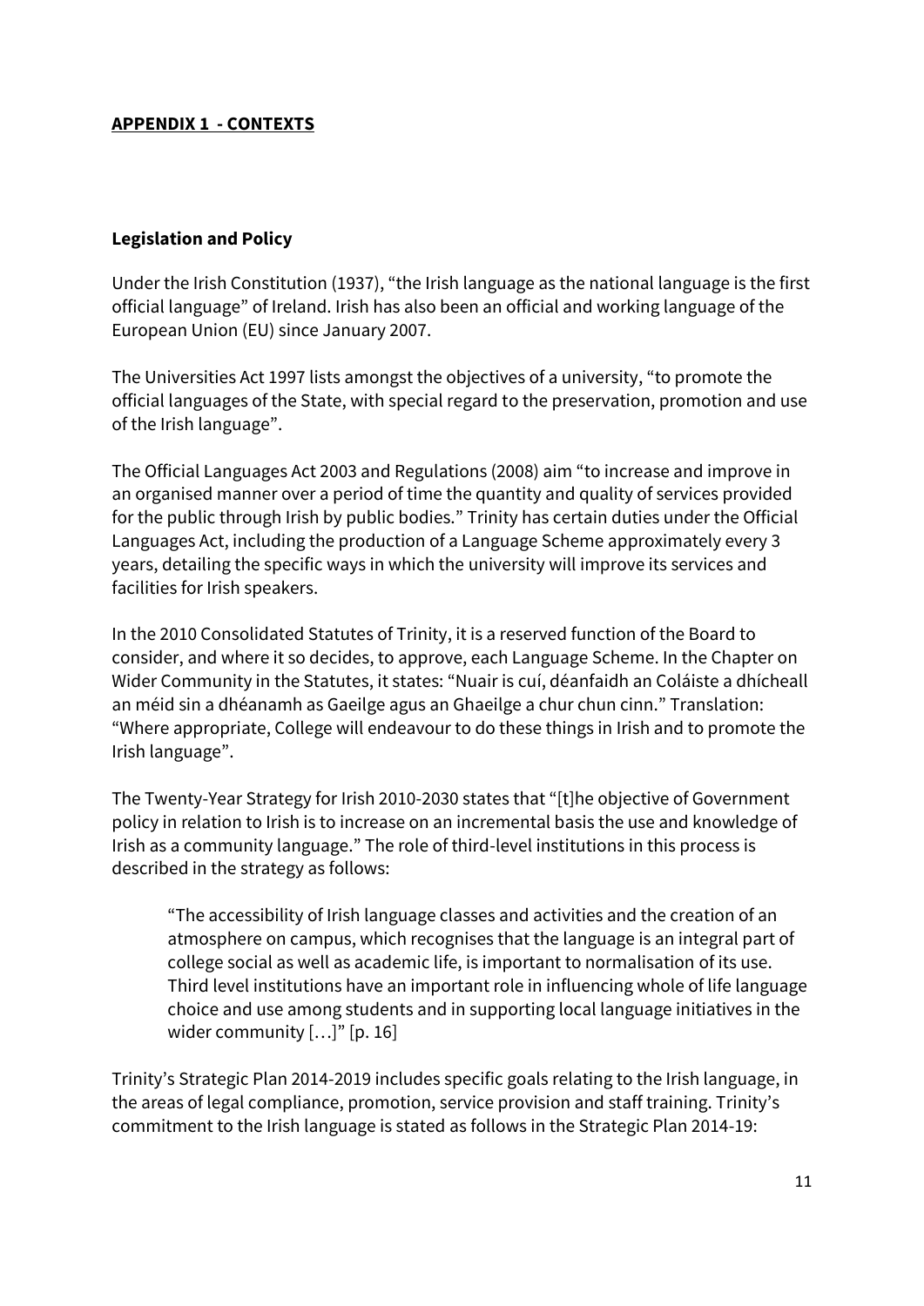## **APPENDIX 1 - CONTEXTS**

### **Legislation and Policy**

Under the Irish Constitution (1937), "the Irish language as the national language is the first official language" of Ireland. Irish has also been an official and working language of the European Union (EU) since January 2007.

The Universities Act 1997 lists amongst the objectives of a university, "to promote the official languages of the State, with special regard to the preservation, promotion and use of the Irish language".

The Official Languages Act 2003 and Regulations (2008) aim "to increase and improve in an organised manner over a period of time the quantity and quality of services provided for the public through Irish by public bodies." Trinity has certain duties under the Official Languages Act, including the production of a Language Scheme approximately every 3 years, detailing the specific ways in which the university will improve its services and facilities for Irish speakers.

In the 2010 Consolidated Statutes of Trinity, it is a reserved function of the Board to consider, and where it so decides, to approve, each Language Scheme. In the Chapter on Wider Community in the Statutes, it states: "Nuair is cuí, déanfaidh an Coláiste a dhícheall an méid sin a dhéanamh as Gaeilge agus an Ghaeilge a chur chun cinn." Translation: "Where appropriate, College will endeavour to do these things in Irish and to promote the Irish language".

The Twenty-Year Strategy for Irish 2010-2030 states that "[t]he objective of Government policy in relation to Irish is to increase on an incremental basis the use and knowledge of Irish as a community language." The role of third-level institutions in this process is described in the strategy as follows:

> "The accessibility of Irish language classes and activities and the creation of an atmosphere on campus, which recognises that the language is an integral part of college social as well as academic life, is important to normalisation of its use. Third level institutions have an important role in influencing whole of life language choice and use among students and in supporting local language initiatives in the wider community […]" [p. 16]

Trinity's Strategic Plan 2014-2019 includes specific goals relating to the Irish language, in the areas of legal compliance, promotion, service provision and staff training. Trinity's commitment to the Irish language is stated as follows in the Strategic Plan 2014-19: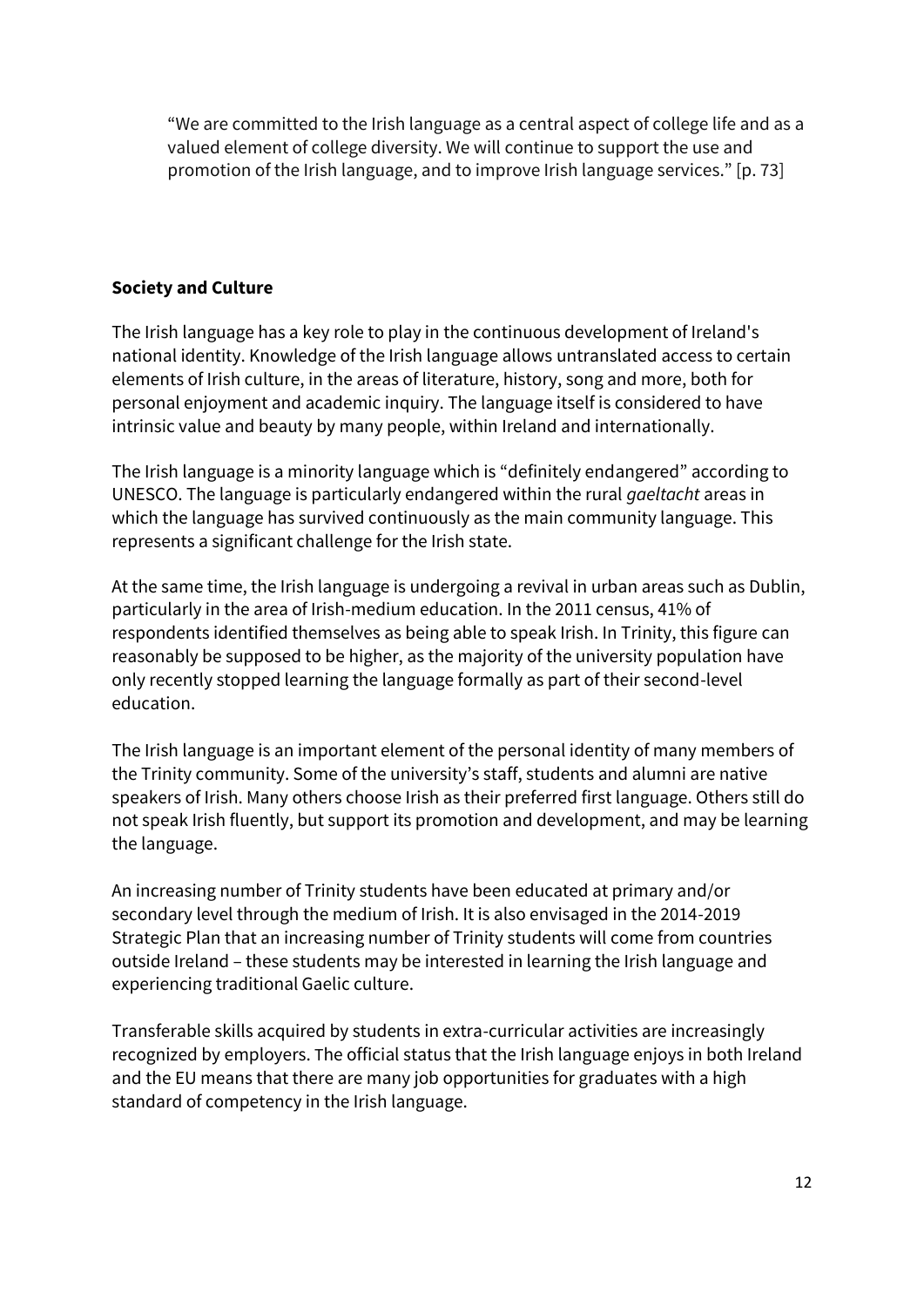> "We are committed to the Irish language as a central aspect of college life and as a valued element of college diversity. We will continue to support the use and promotion of the Irish language, and to improve Irish language services." [p. 73]

**Society and Culture**

The Irish language has a key role to play in the continuous development of Ireland's national identity. Knowledge of the Irish language allows untranslated access to certain elements of Irish culture, in the areas of literature, history, song and more, both for personal enjoyment and academic inquiry. The language itself is considered to have intrinsic value and beauty by many people, within Ireland and internationally.

The Irish language is a minority language which is "definitely endangered" according to UNESCO. The language is particularly endangered within the rural *gaeltacht* areas in which the language has survived continuously as the main community language. This represents a significant challenge for the Irish state.

At the same time, the Irish language is undergoing a revival in urban areas such as Dublin, particularly in the area of Irish-medium education. In the 2011 census, 41% of respondents identified themselves as being able to speak Irish. In Trinity, this figure can reasonably be supposed to be higher, as the majority of the university population have only recently stopped learning the language formally as part of their second-level education.

The Irish language is an important element of the personal identity of many members of the Trinity community. Some of the university's staff, students and alumni are native speakers of Irish. Many others choose Irish as their preferred first language. Others still do not speak Irish fluently, but support its promotion and development, and may be learning the language.

An increasing number of Trinity students have been educated at primary and/or secondary level through the medium of Irish. It is also envisaged in the 2014-2019 Strategic Plan that an increasing number of Trinity students will come from countries outside Ireland – these students may be interested in learning the Irish language and experiencing traditional Gaelic culture.

Transferable skills acquired by students in extra-curricular activities are increasingly recognized by employers. The official status that the Irish language enjoys in both Ireland and the EU means that there are many job opportunities for graduates with a high standard of competency in the Irish language.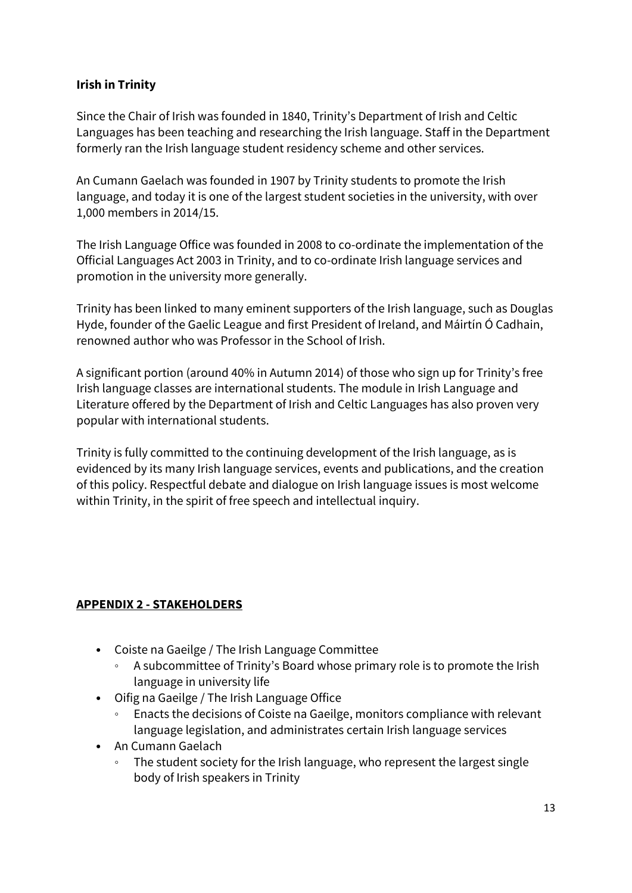**Irish in Trinity**

Since the Chair of Irish was founded in 1840, Trinity's Department of Irish and Celtic Languages has been teaching and researching the Irish language. Staff in the Department formerly ran the Irish language student residency scheme and other services.

An Cumann Gaelach was founded in 1907 by Trinity students to promote the Irish language, and today it is one of the largest student societies in the university, with over 1,000 members in 2014/15.

The Irish Language Office was founded in 2008 to co-ordinate the implementation of the Official Languages Act 2003 in Trinity, and to co-ordinate Irish language services and promotion in the university more generally.

Trinity has been linked to many eminent supporters of the Irish language, such as Douglas Hyde, founder of the Gaelic League and first President of Ireland, and Máirtín Ó Cadhain, renowned author who was Professor in the School of Irish.

A significant portion (around 40% in Autumn 2014) of those who sign up for Trinity's free Irish language classes are international students. The module in Irish Language and Literature offered by the Department of Irish and Celtic Languages has also proven very popular with international students.

Trinity is fully committed to the continuing development of the Irish language, as is evidenced by its many Irish language services, events and publications, and the creation of this policy. Respectful debate and dialogue on Irish language issues is most welcome within Trinity, in the spirit of free speech and intellectual inquiry.

## APPENDIX 2 - STAKEHOLDERS

- Coiste na Gaeilge / The Irish Language Committee
  - A subcommittee of Trinity's Board whose primary role is to promote the Irish language in university life
- Oifig na Gaeilge / The Irish Language Office
  - Enacts the decisions of Coiste na Gaeilge, monitors compliance with relevant language legislation, and administrates certain Irish language services
- An Cumann Gaelach
  - The student society for the Irish language, who represent the largest single body of Irish speakers in Trinity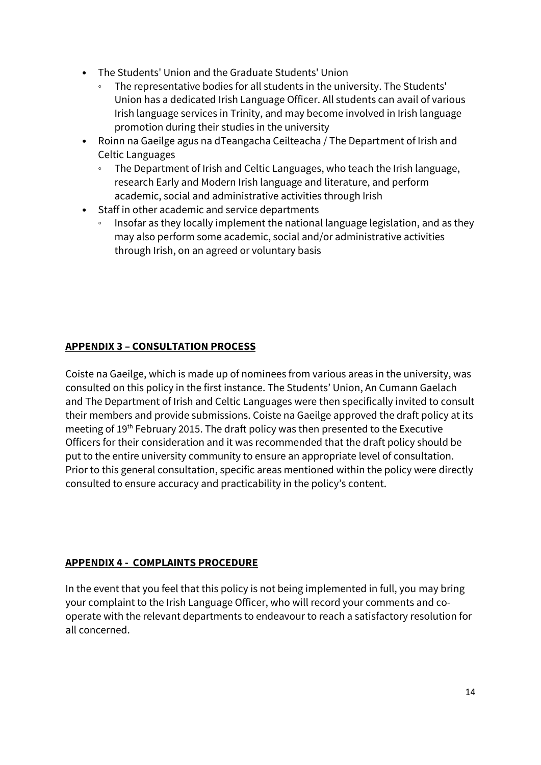- The Students' Union and the Graduate Students' Union
  - The representative bodies for all students in the university. The Students' Union has a dedicated Irish Language Officer. All students can avail of various Irish language services in Trinity, and may become involved in Irish language promotion during their studies in the university
- Roinn na Gaeilge agus na dTeangacha Ceilteacha / The Department of Irish and Celtic Languages
  - The Department of Irish and Celtic Languages, who teach the Irish language, research Early and Modern Irish language and literature, and perform academic, social and administrative activities through Irish
- Staff in other academic and service departments
  - Insofar as they locally implement the national language legislation, and as they may also perform some academic, social and/or administrative activities through Irish, on an agreed or voluntary basis

## **APPENDIX 3 – CONSULTATION PROCESS**

Coiste na Gaeilge, which is made up of nominees from various areas in the university, was consulted on this policy in the first instance. The Students' Union, An Cumann Gaelach and The Department of Irish and Celtic Languages were then specifically invited to consult their members and provide submissions. Coiste na Gaeilge approved the draft policy at its meeting of 19th February 2015. The draft policy was then presented to the Executive Officers for their consideration and it was recommended that the draft policy should be put to the entire university community to ensure an appropriate level of consultation. Prior to this general consultation, specific areas mentioned within the policy were directly consulted to ensure accuracy and practicability in the policy's content.

## **APPENDIX 4 - COMPLAINTS PROCEDURE**

In the event that you feel that this policy is not being implemented in full, you may bring your complaint to the Irish Language Officer, who will record your comments and co-operate with the relevant departments to endeavour to reach a satisfactory resolution for all concerned.